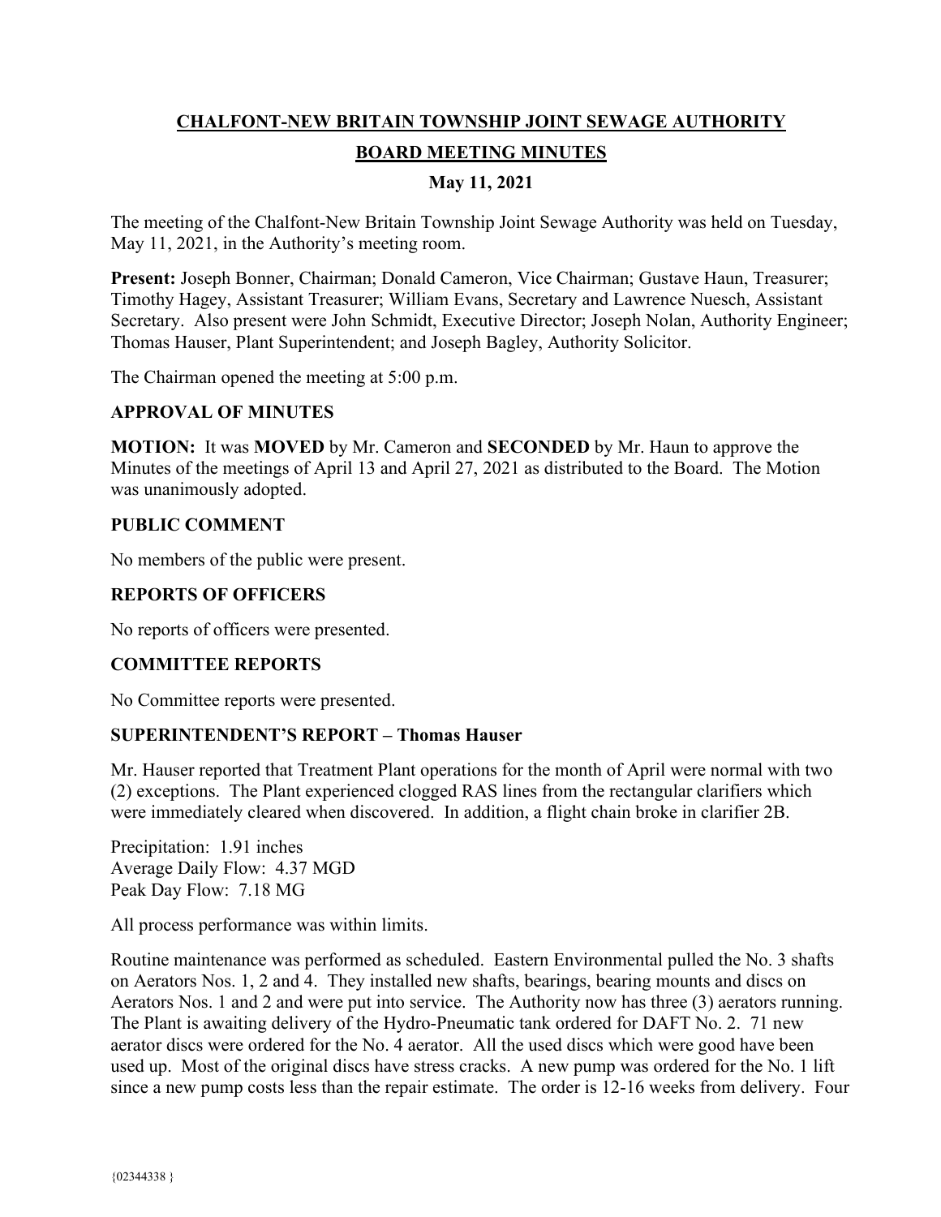# CHALFONT-NEW BRITAIN TOWNSHIP JOINT SEWAGE AUTHORITY

## BOARD MEETING MINUTES

### May 11, 2021

The meeting of the Chalfont-New Britain Township Joint Sewage Authority was held on Tuesday, May 11, 2021, in the Authority's meeting room.

**Present:** Joseph Bonner, Chairman; Donald Cameron, Vice Chairman; Gustave Haun, Treasurer; Timothy Hagey, Assistant Treasurer; William Evans, Secretary and Lawrence Nuesch, Assistant Secretary. Also present were John Schmidt, Executive Director; Joseph Nolan, Authority Engineer; Thomas Hauser, Plant Superintendent; and Joseph Bagley, Authority Solicitor.

The Chairman opened the meeting at 5:00 p.m.

### APPROVAL OF MINUTES

**MOTION:** It was **MOVED** by Mr. Cameron and **SECONDED** by Mr. Haun to approve the Minutes of the meetings of April 13 and April 27, 2021 as distributed to the Board. The Motion was unanimously adopted.

### PUBLIC COMMENT

No members of the public were present.

### REPORTS OF OFFICERS

No reports of officers were presented.

### COMMITTEE REPORTS

No Committee reports were presented.

### SUPERINTENDENT'S REPORT – Thomas Hauser

Mr. Hauser reported that Treatment Plant operations for the month of April were normal with two (2) exceptions. The Plant experienced clogged RAS lines from the rectangular clarifiers which were immediately cleared when discovered. In addition, a flight chain broke in clarifier 2B.

Precipitation: 1.91 inches
Average Daily Flow: 4.37 MGD
Peak Day Flow: 7.18 MG

All process performance was within limits.

Routine maintenance was performed as scheduled. Eastern Environmental pulled the No. 3 shafts on Aerators Nos. 1, 2 and 4. They installed new shafts, bearings, bearing mounts and discs on Aerators Nos. 1 and 2 and were put into service. The Authority now has three (3) aerators running. The Plant is awaiting delivery of the Hydro-Pneumatic tank ordered for DAFT No. 2. 71 new aerator discs were ordered for the No. 4 aerator. All the used discs which were good have been used up. Most of the original discs have stress cracks. A new pump was ordered for the No. 1 lift since a new pump costs less than the repair estimate. The order is 12-16 weeks from delivery. Four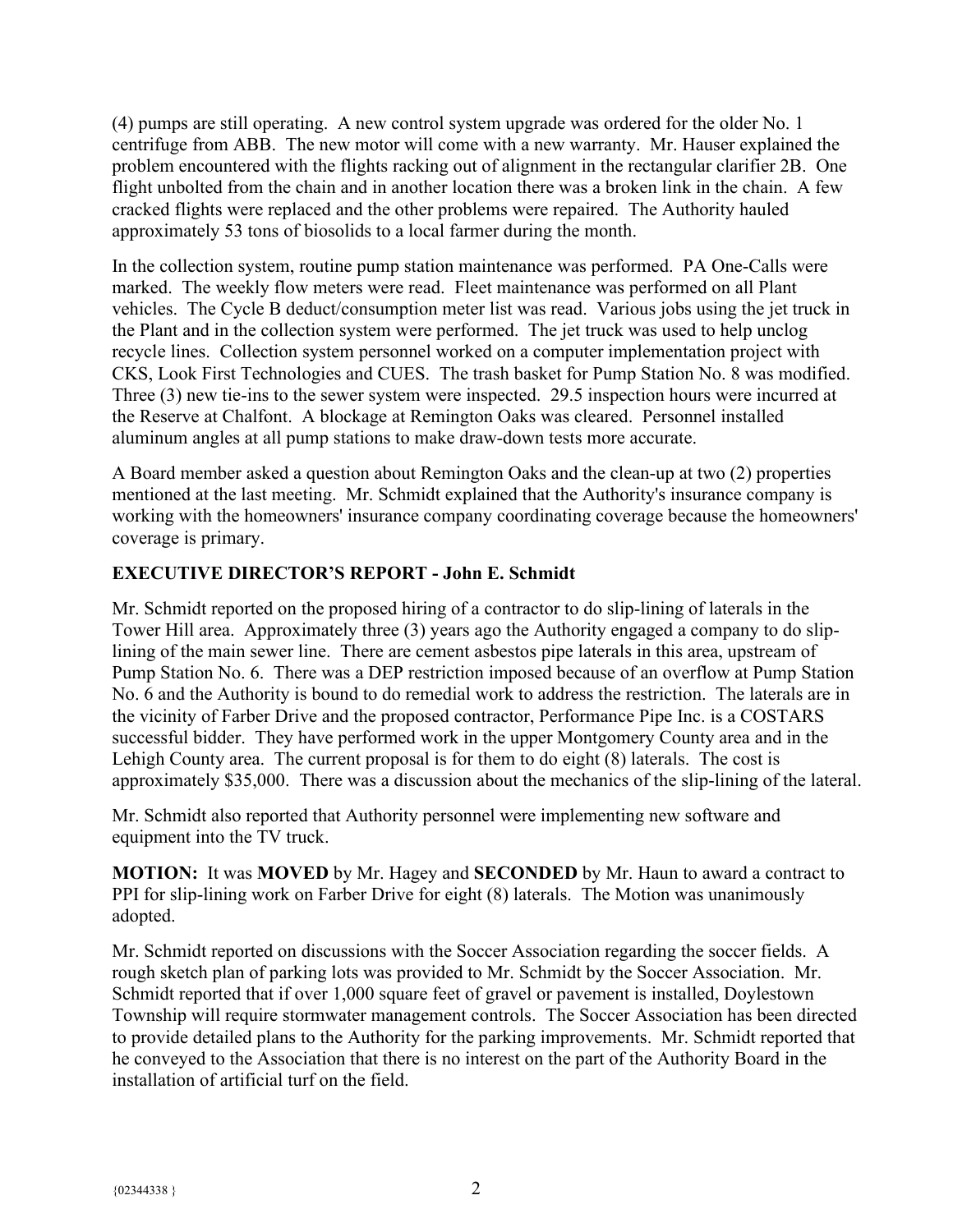(4) pumps are still operating. A new control system upgrade was ordered for the older No. 1 centrifuge from ABB. The new motor will come with a new warranty. Mr. Hauser explained the problem encountered with the flights racking out of alignment in the rectangular clarifier 2B. One flight unbolted from the chain and in another location there was a broken link in the chain. A few cracked flights were replaced and the other problems were repaired. The Authority hauled approximately 53 tons of biosolids to a local farmer during the month.

In the collection system, routine pump station maintenance was performed. PA One-Calls were marked. The weekly flow meters were read. Fleet maintenance was performed on all Plant vehicles. The Cycle B deduct/consumption meter list was read. Various jobs using the jet truck in the Plant and in the collection system were performed. The jet truck was used to help unclog recycle lines. Collection system personnel worked on a computer implementation project with CKS, Look First Technologies and CUES. The trash basket for Pump Station No. 8 was modified. Three (3) new tie-ins to the sewer system were inspected. 29.5 inspection hours were incurred at the Reserve at Chalfont. A blockage at Remington Oaks was cleared. Personnel installed aluminum angles at all pump stations to make draw-down tests more accurate.

A Board member asked a question about Remington Oaks and the clean-up at two (2) properties mentioned at the last meeting. Mr. Schmidt explained that the Authority's insurance company is working with the homeowners' insurance company coordinating coverage because the homeowners' coverage is primary.

**EXECUTIVE DIRECTOR'S REPORT - John E. Schmidt**

Mr. Schmidt reported on the proposed hiring of a contractor to do slip-lining of laterals in the Tower Hill area. Approximately three (3) years ago the Authority engaged a company to do slip-lining of the main sewer line. There are cement asbestos pipe laterals in this area, upstream of Pump Station No. 6. There was a DEP restriction imposed because of an overflow at Pump Station No. 6 and the Authority is bound to do remedial work to address the restriction. The laterals are in the vicinity of Farber Drive and the proposed contractor, Performance Pipe Inc. is a COSTARS successful bidder. They have performed work in the upper Montgomery County area and in the Lehigh County area. The current proposal is for them to do eight (8) laterals. The cost is approximately $35,000. There was a discussion about the mechanics of the slip-lining of the lateral.

Mr. Schmidt also reported that Authority personnel were implementing new software and equipment into the TV truck.

**MOTION:** It was **MOVED** by Mr. Hagey and **SECONDED** by Mr. Haun to award a contract to PPI for slip-lining work on Farber Drive for eight (8) laterals. The Motion was unanimously adopted.

Mr. Schmidt reported on discussions with the Soccer Association regarding the soccer fields. A rough sketch plan of parking lots was provided to Mr. Schmidt by the Soccer Association. Mr. Schmidt reported that if over 1,000 square feet of gravel or pavement is installed, Doylestown Township will require stormwater management controls. The Soccer Association has been directed to provide detailed plans to the Authority for the parking improvements. Mr. Schmidt reported that he conveyed to the Association that there is no interest on the part of the Authority Board in the installation of artificial turf on the field.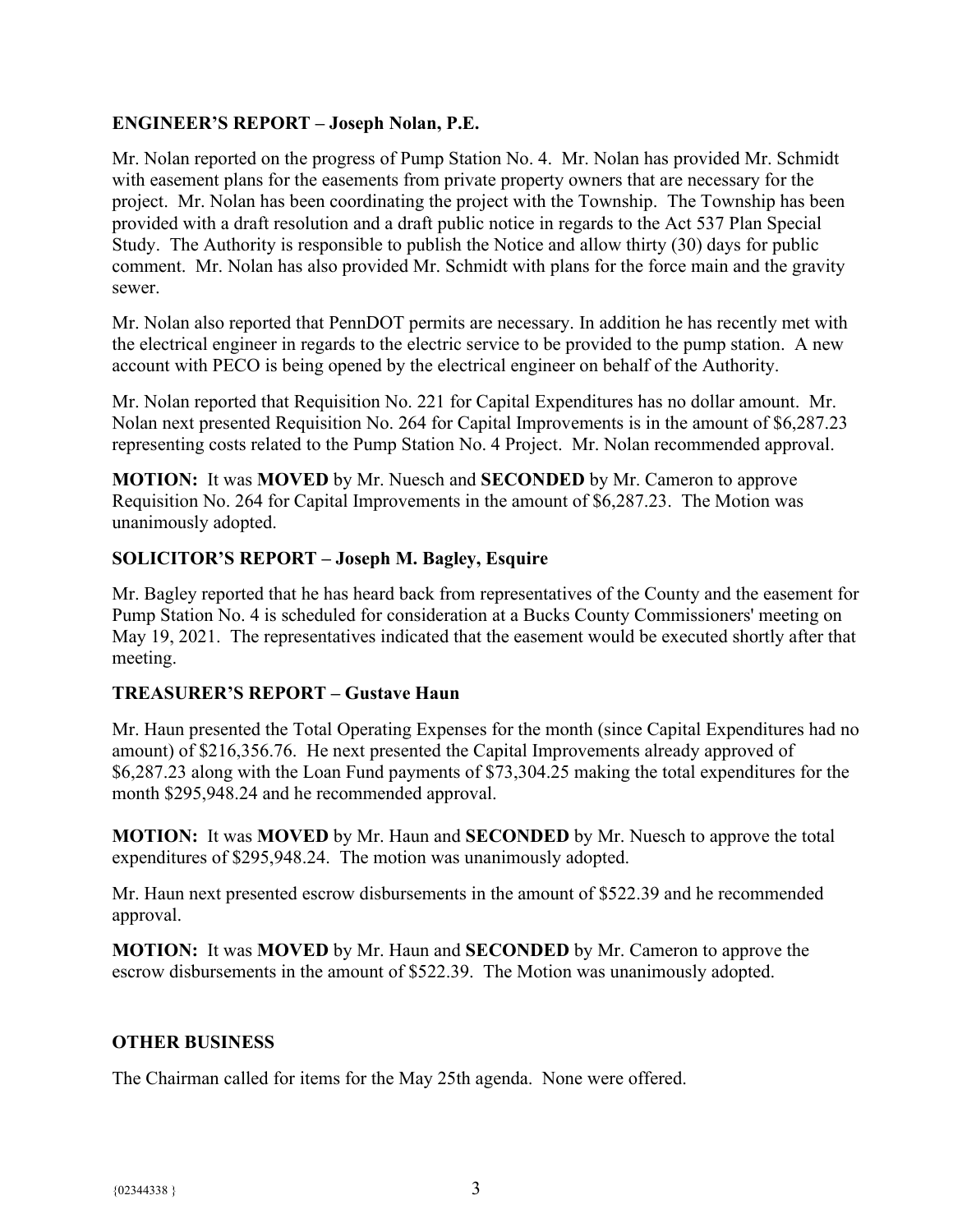**ENGINEER'S REPORT – Joseph Nolan, P.E.**

Mr. Nolan reported on the progress of Pump Station No. 4. Mr. Nolan has provided Mr. Schmidt with easement plans for the easements from private property owners that are necessary for the project. Mr. Nolan has been coordinating the project with the Township. The Township has been provided with a draft resolution and a draft public notice in regards to the Act 537 Plan Special Study. The Authority is responsible to publish the Notice and allow thirty (30) days for public comment. Mr. Nolan has also provided Mr. Schmidt with plans for the force main and the gravity sewer.

Mr. Nolan also reported that PennDOT permits are necessary. In addition he has recently met with the electrical engineer in regards to the electric service to be provided to the pump station. A new account with PECO is being opened by the electrical engineer on behalf of the Authority.

Mr. Nolan reported that Requisition No. 221 for Capital Expenditures has no dollar amount. Mr. Nolan next presented Requisition No. 264 for Capital Improvements is in the amount of $6,287.23 representing costs related to the Pump Station No. 4 Project. Mr. Nolan recommended approval.

**MOTION:** It was **MOVED** by Mr. Nuesch and **SECONDED** by Mr. Cameron to approve Requisition No. 264 for Capital Improvements in the amount of $6,287.23. The Motion was unanimously adopted.

**SOLICITOR'S REPORT – Joseph M. Bagley, Esquire**

Mr. Bagley reported that he has heard back from representatives of the County and the easement for Pump Station No. 4 is scheduled for consideration at a Bucks County Commissioners' meeting on May 19, 2021. The representatives indicated that the easement would be executed shortly after that meeting.

**TREASURER'S REPORT – Gustave Haun**

Mr. Haun presented the Total Operating Expenses for the month (since Capital Expenditures had no amount) of $216,356.76. He next presented the Capital Improvements already approved of $6,287.23 along with the Loan Fund payments of $73,304.25 making the total expenditures for the month $295,948.24 and he recommended approval.

**MOTION:** It was **MOVED** by Mr. Haun and **SECONDED** by Mr. Nuesch to approve the total expenditures of $295,948.24. The motion was unanimously adopted.

Mr. Haun next presented escrow disbursements in the amount of $522.39 and he recommended approval.

**MOTION:** It was **MOVED** by Mr. Haun and **SECONDED** by Mr. Cameron to approve the escrow disbursements in the amount of $522.39. The Motion was unanimously adopted.

**OTHER BUSINESS**

The Chairman called for items for the May 25th agenda. None were offered.

{02344338 }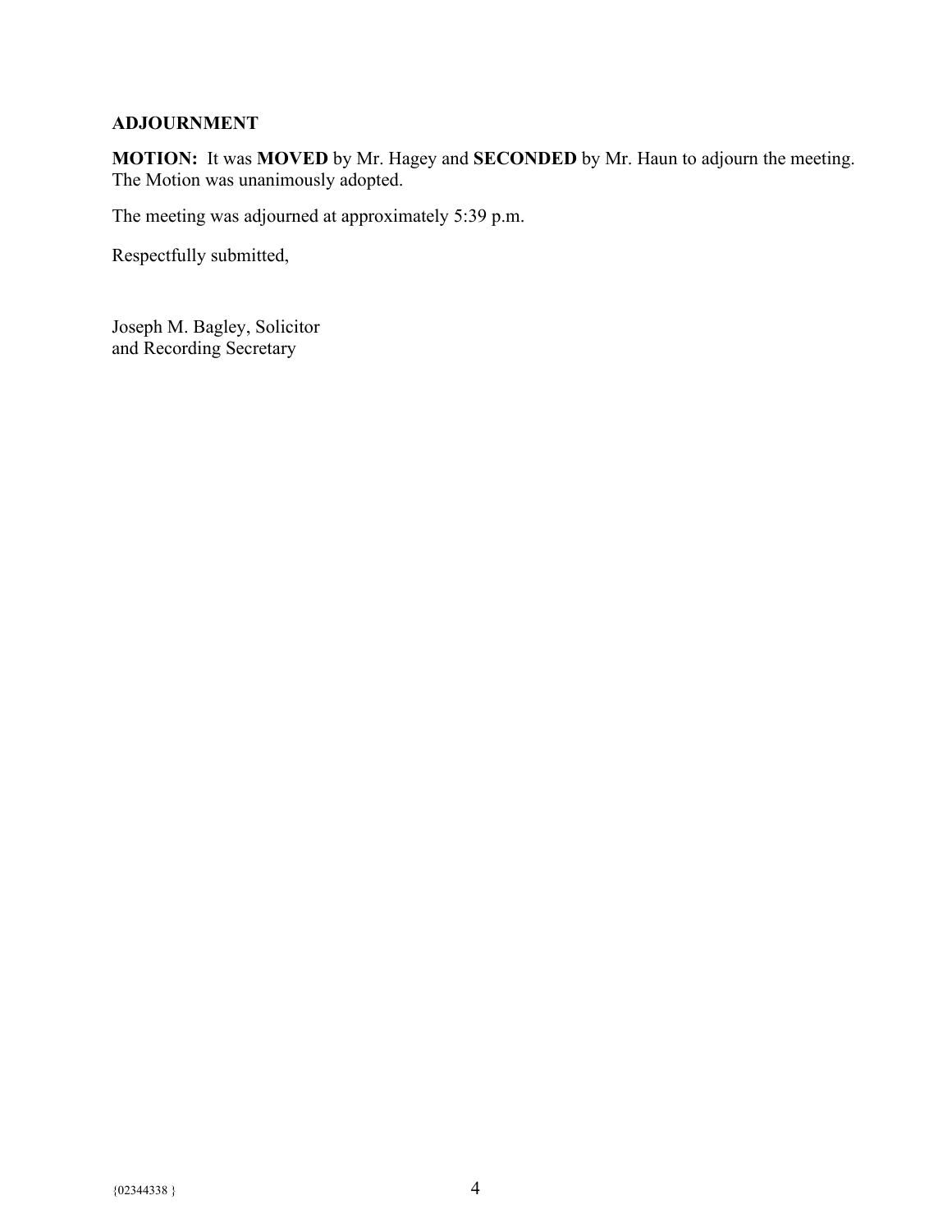**ADJOURNMENT**

**MOTION:** It was **MOVED** by Mr. Hagey and **SECONDED** by Mr. Haun to adjourn the meeting. The Motion was unanimously adopted.

The meeting was adjourned at approximately 5:39 p.m.

Respectfully submitted,

Joseph M. Bagley, Solicitor
and Recording Secretary

{02344338 }